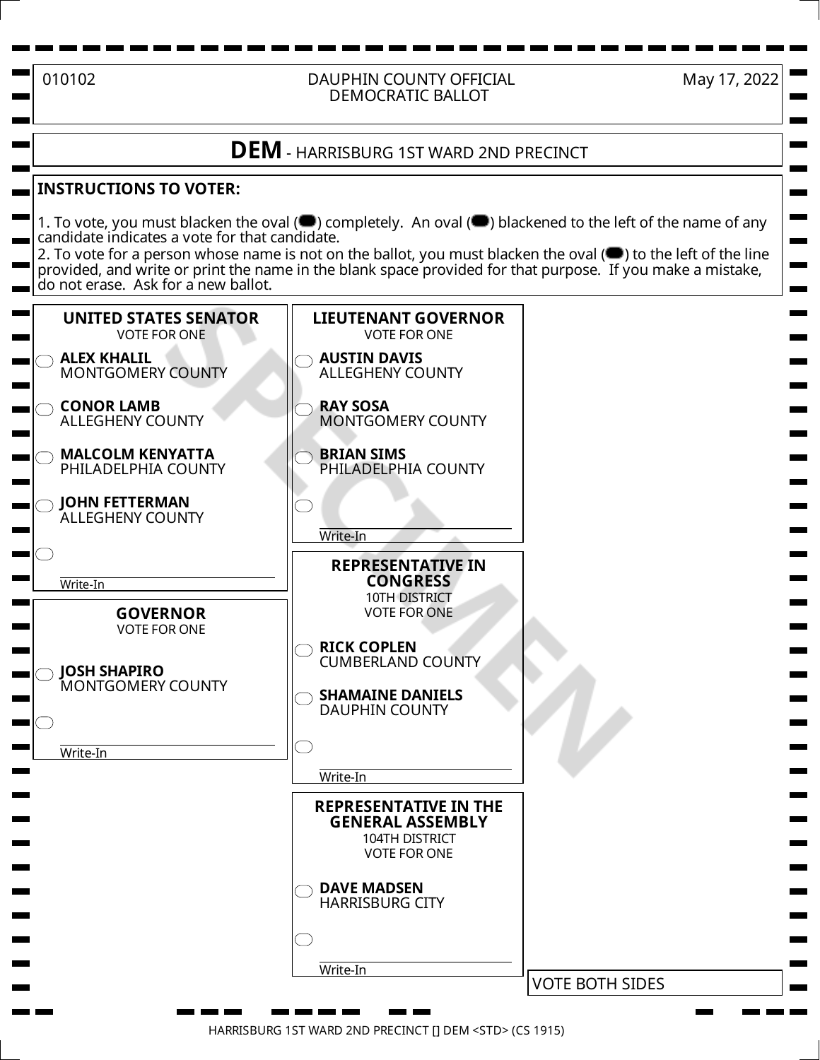010102 | DAUPHIN COUNTY OFFICIAL DEMOCRATIC BALLOT | May 17, 2022

# DEM - HARRISBURG 1ST WARD 2ND PRECINCT

**INSTRUCTIONS TO VOTER:**

1. To vote, you must blacken the oval (⬬) completely. An oval (⬬) blackened to the left of the name of any candidate indicates a vote for that candidate.
2. To vote for a person whose name is not on the ballot, you must blacken the oval (⬬) to the left of the line provided, and write or print the name in the blank space provided for that purpose. If you make a mistake, do not erase. Ask for a new ballot.

## UNITED STATES SENATOR
VOTE FOR ONE

- ⬭ **ALEX KHALIL** MONTGOMERY COUNTY
- ⬭ **CONOR LAMB** ALLEGHENY COUNTY
- ⬭ **MALCOLM KENYATTA** PHILADELPHIA COUNTY
- ⬭ **JOHN FETTERMAN** ALLEGHENY COUNTY
- ⬭ ____________ Write-In

## GOVERNOR
VOTE FOR ONE

- ⬭ **JOSH SHAPIRO** MONTGOMERY COUNTY
- ⬭ ____________ Write-In

## LIEUTENANT GOVERNOR
VOTE FOR ONE

- ⬭ **AUSTIN DAVIS** ALLEGHENY COUNTY
- ⬭ **RAY SOSA** MONTGOMERY COUNTY
- ⬭ **BRIAN SIMS** PHILADELPHIA COUNTY
- ⬭ ____________ Write-In

## REPRESENTATIVE IN CONGRESS
10TH DISTRICT
VOTE FOR ONE

- ⬭ **RICK COPLEN** CUMBERLAND COUNTY
- ⬭ **SHAMAINE DANIELS** DAUPHIN COUNTY
- ⬭ ____________ Write-In

## REPRESENTATIVE IN THE GENERAL ASSEMBLY
104TH DISTRICT
VOTE FOR ONE

- ⬭ **DAVE MADSEN** HARRISBURG CITY
- ⬭ ____________ Write-In

VOTE BOTH SIDES

HARRISBURG 1ST WARD 2ND PRECINCT [] DEM <STD> (CS 1915)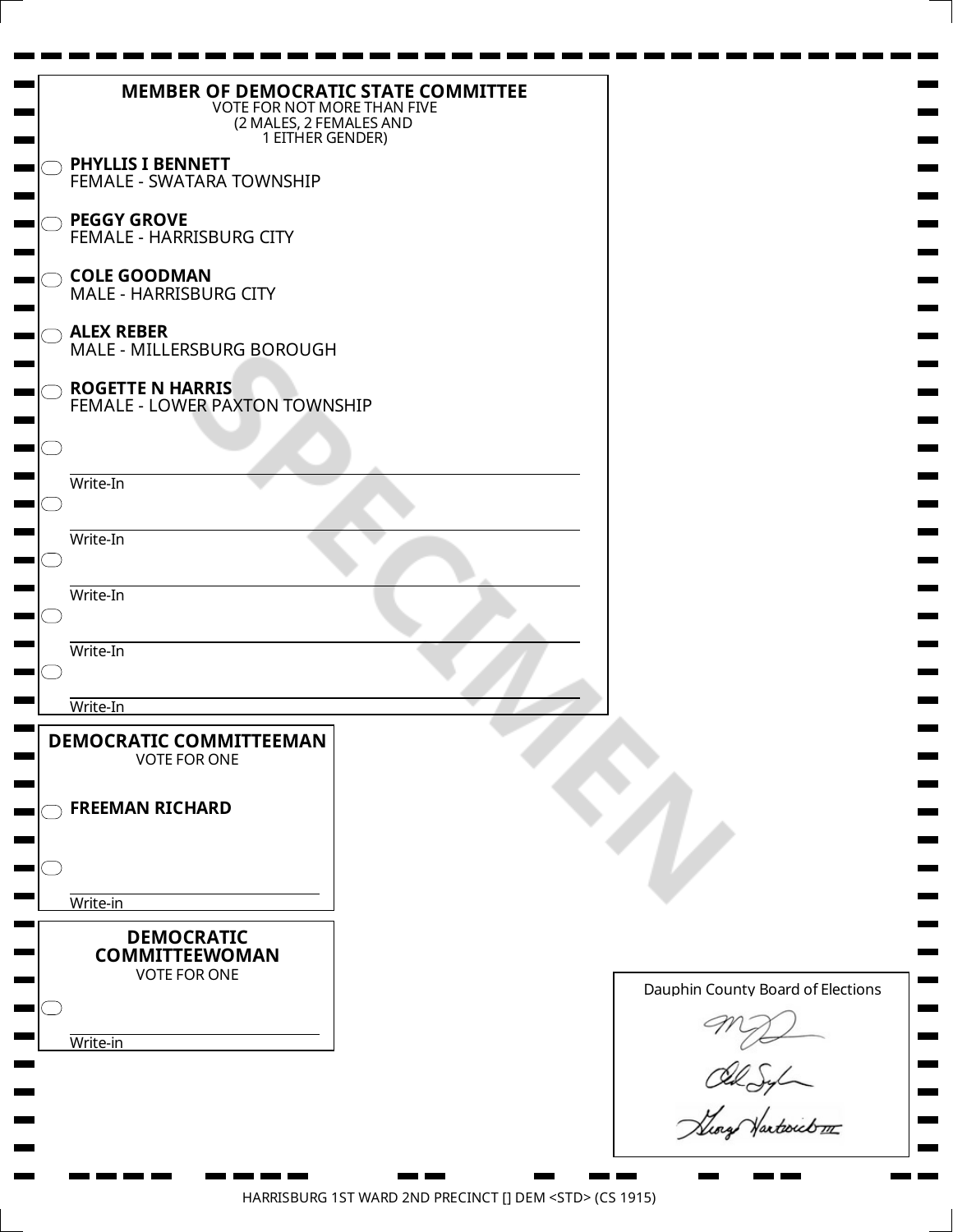## MEMBER OF DEMOCRATIC STATE COMMITTEE

VOTE FOR NOT MORE THAN FIVE
(2 MALES, 2 FEMALES AND
1 EITHER GENDER)

- **PHYLLIS I BENNETT**
  FEMALE - SWATARA TOWNSHIP
- **PEGGY GROVE**
  FEMALE - HARRISBURG CITY
- **COLE GOODMAN**
  MALE - HARRISBURG CITY
- **ALEX REBER**
  MALE - MILLERSBURG BOROUGH
- **ROGETTE N HARRIS**
  FEMALE - LOWER PAXTON TOWNSHIP
- Write-In
- Write-In
- Write-In
- Write-In
- Write-In

## DEMOCRATIC COMMITTEEMAN

VOTE FOR ONE

- **FREEMAN RICHARD**
- Write-in

## DEMOCRATIC COMMITTEEWOMAN

VOTE FOR ONE

- Write-in

Dauphin County Board of Elections

SPECIMEN

HARRISBURG 1ST WARD 2ND PRECINCT [] DEM <STD> (CS 1915)